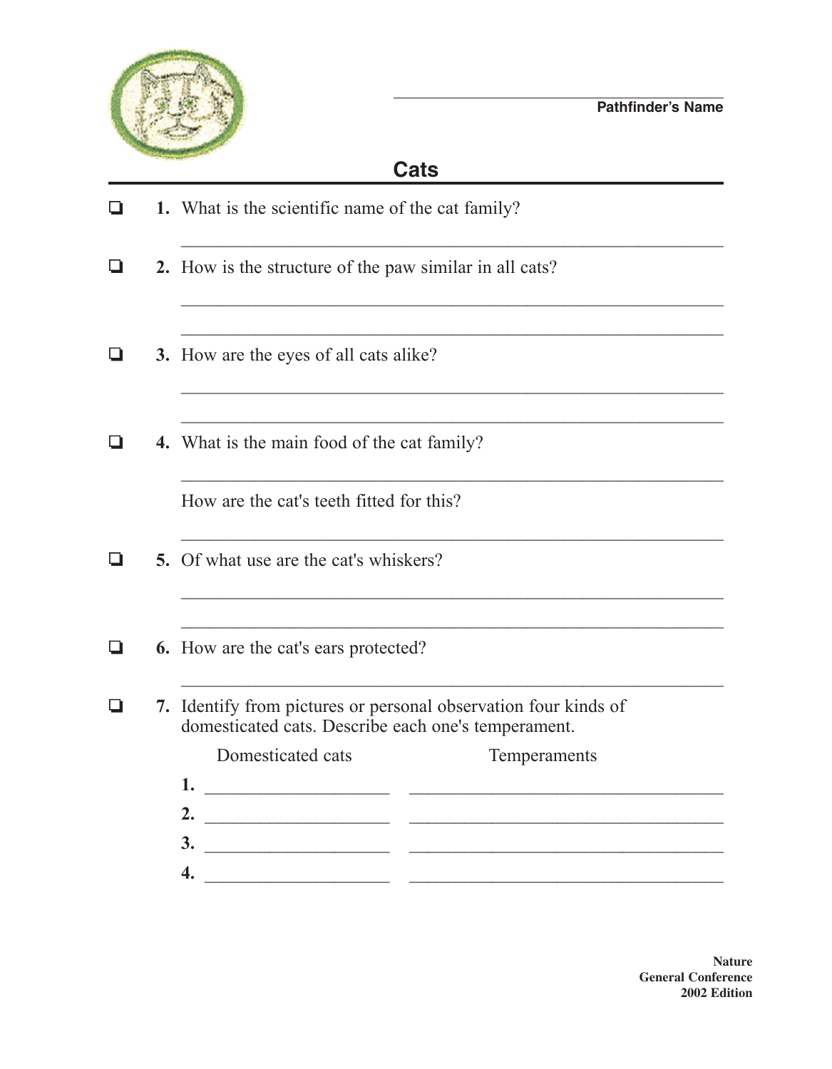Pathfinder's Name

## Cats

- [ ] **1.** What is the scientific name of the cat family?

- [ ] **2.** How is the structure of the paw similar in all cats?

- [ ] **3.** How are the eyes of all cats alike?

- [ ] **4.** What is the main food of the cat family?

  How are the cat's teeth fitted for this?

- [ ] **5.** Of what use are the cat's whiskers?

- [ ] **6.** How are the cat's ears protected?

- [ ] **7.** Identify from pictures or personal observation four kinds of domesticated cats. Describe each one's temperament.

| | Domesticated cats | Temperaments |
|---|---|---|
| **1.** | | |
| **2.** | | |
| **3.** | | |
| **4.** | | |

**Nature**
**General Conference**
**2002 Edition**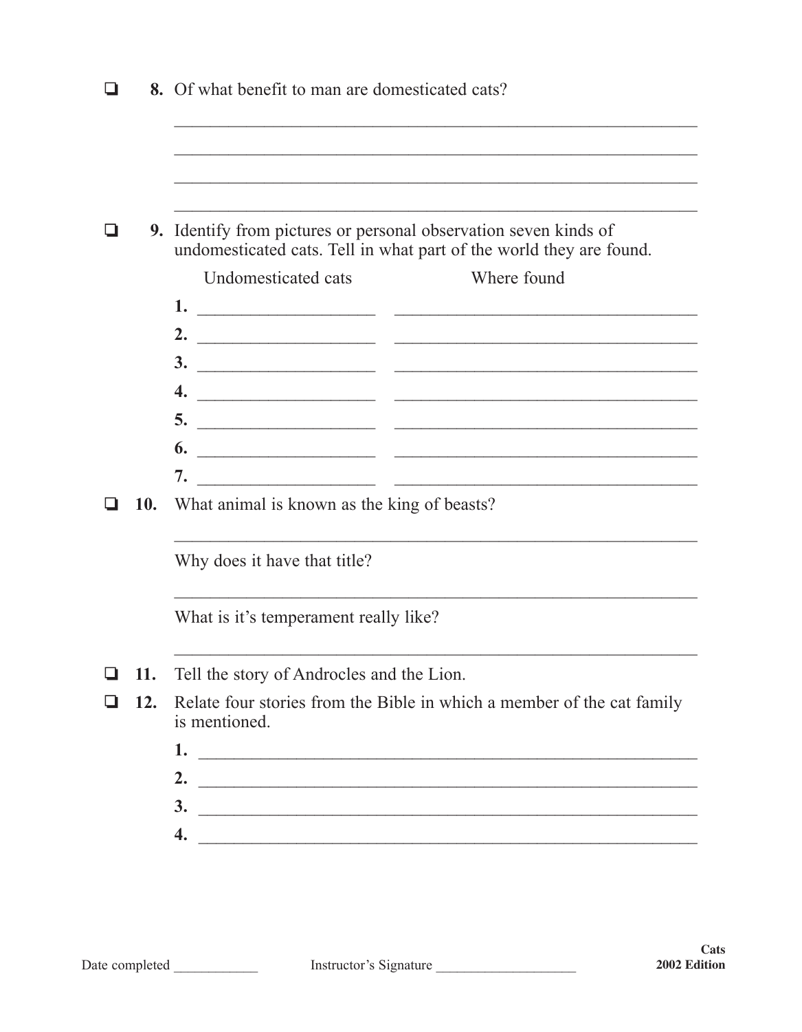- [ ] **8.** Of what benefit to man are domesticated cats?

_______________________________________________

_______________________________________________

_______________________________________________

_______________________________________________

- [ ] **9.** Identify from pictures or personal observation seven kinds of undomesticated cats. Tell in what part of the world they are found.

| Undomesticated cats | Where found |
| --- | --- |
| **1.** ____________________ | ______________________________ |
| **2.** ____________________ | ______________________________ |
| **3.** ____________________ | ______________________________ |
| **4.** ____________________ | ______________________________ |
| **5.** ____________________ | ______________________________ |
| **6.** ____________________ | ______________________________ |
| **7.** ____________________ | ______________________________ |

- [ ] **10.** What animal is known as the king of beasts?

_______________________________________________

Why does it have that title?

_______________________________________________

What is it's temperament really like?

_______________________________________________

- [ ] **11.** Tell the story of Androcles and the Lion.

- [ ] **12.** Relate four stories from the Bible in which a member of the cat family is mentioned.

**1.** _______________________________________________

**2.** _______________________________________________

**3.** _______________________________________________

**4.** _______________________________________________

Date completed ____________ Instructor's Signature ____________________

**Cats**
**2002 Edition**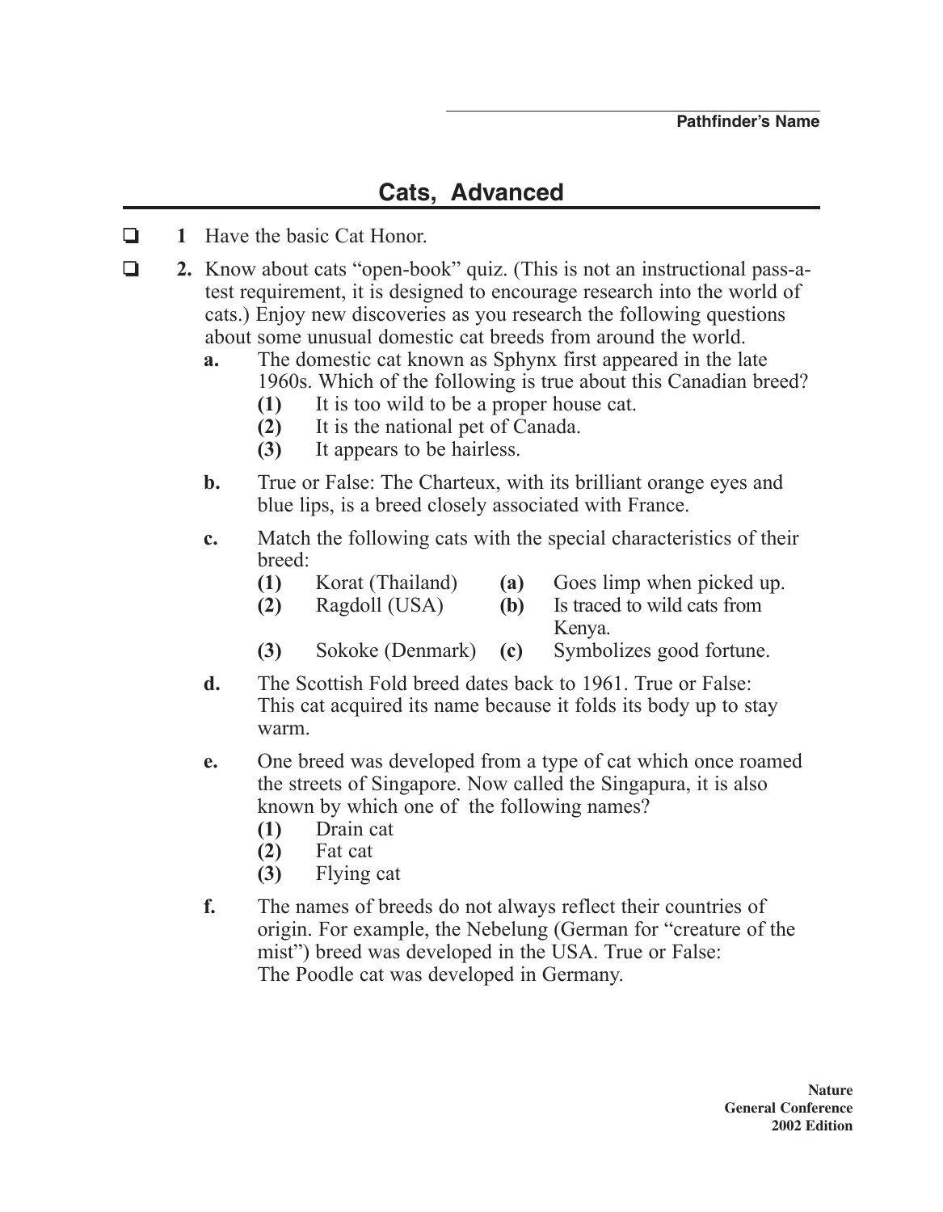Pathfinder's Name

# Cats, Advanced

- ❑ **1** Have the basic Cat Honor.
- ❑ **2.** Know about cats "open-book" quiz. (This is not an instructional pass-a-test requirement, it is designed to encourage research into the world of cats.) Enjoy new discoveries as you research the following questions about some unusual domestic cat breeds from around the world.
  - **a.** The domestic cat known as Sphynx first appeared in the late 1960s. Which of the following is true about this Canadian breed?
    - **(1)** It is too wild to be a proper house cat.
    - **(2)** It is the national pet of Canada.
    - **(3)** It appears to be hairless.
  - **b.** True or False: The Charteux, with its brilliant orange eyes and blue lips, is a breed closely associated with France.
  - **c.** Match the following cats with the special characteristics of their breed:

    | | | | |
    |---|---|---|---|
    | **(1)** | Korat (Thailand) | **(a)** | Goes limp when picked up. |
    | **(2)** | Ragdoll (USA) | **(b)** | Is traced to wild cats from Kenya. |
    | **(3)** | Sokoke (Denmark) | **(c)** | Symbolizes good fortune. |

  - **d.** The Scottish Fold breed dates back to 1961. True or False: This cat acquired its name because it folds its body up to stay warm.
  - **e.** One breed was developed from a type of cat which once roamed the streets of Singapore. Now called the Singapura, it is also known by which one of the following names?
    - **(1)** Drain cat
    - **(2)** Fat cat
    - **(3)** Flying cat
  - **f.** The names of breeds do not always reflect their countries of origin. For example, the Nebelung (German for "creature of the mist") breed was developed in the USA. True or False: The Poodle cat was developed in Germany.

**Nature**
**General Conference**
**2002 Edition**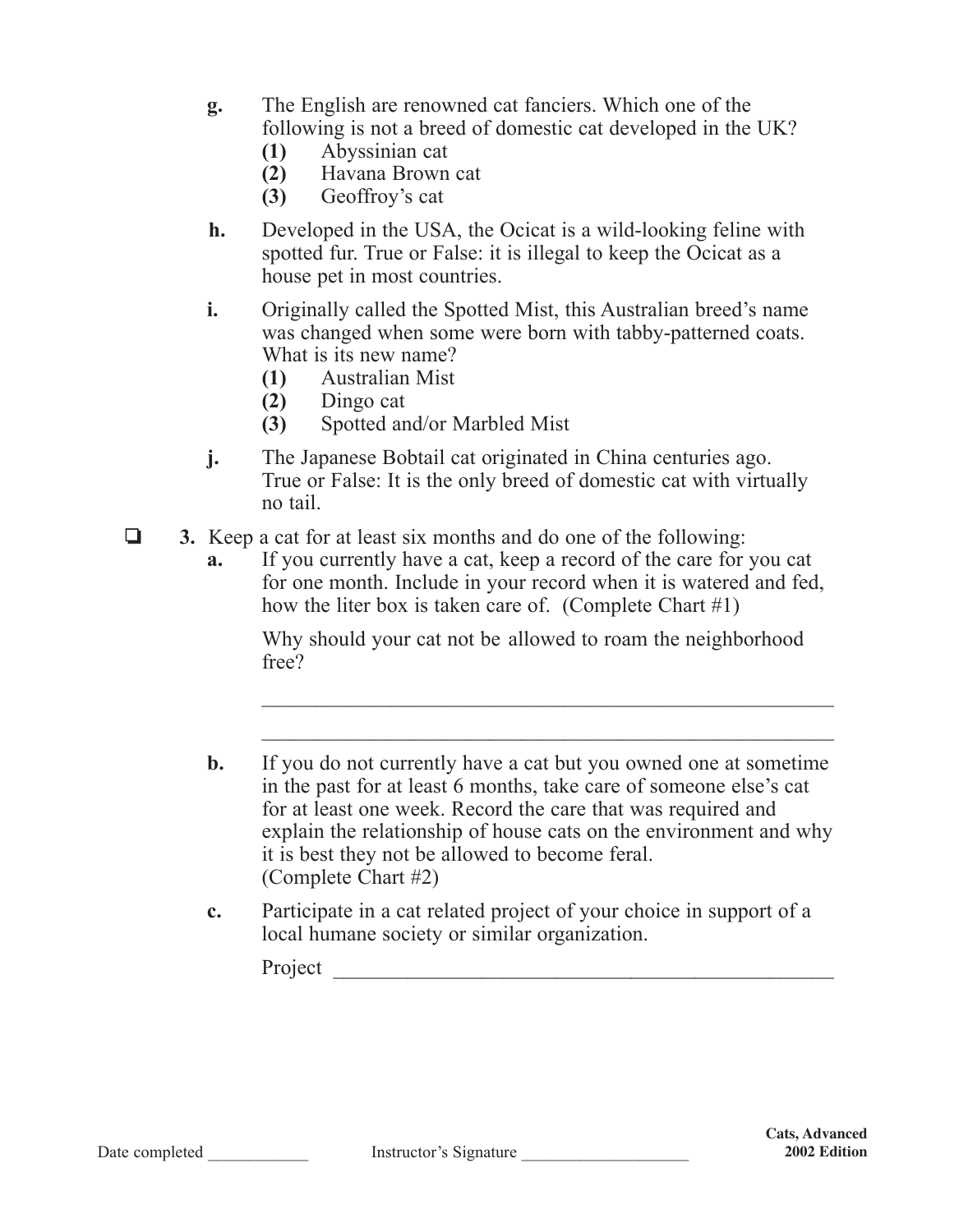**g.** The English are renowned cat fanciers. Which one of the following is not a breed of domestic cat developed in the UK?

**(1)** Abyssinian cat
**(2)** Havana Brown cat
**(3)** Geoffroy's cat

**h.** Developed in the USA, the Ocicat is a wild-looking feline with spotted fur. True or False: it is illegal to keep the Ocicat as a house pet in most countries.

**i.** Originally called the Spotted Mist, this Australian breed's name was changed when some were born with tabby-patterned coats. What is its new name?

**(1)** Australian Mist
**(2)** Dingo cat
**(3)** Spotted and/or Marbled Mist

**j.** The Japanese Bobtail cat originated in China centuries ago. True or False: It is the only breed of domestic cat with virtually no tail.

❑ **3.** Keep a cat for at least six months and do one of the following:

**a.** If you currently have a cat, keep a record of the care for you cat for one month. Include in your record when it is watered and fed, how the liter box is taken care of. (Complete Chart #1)

Why should your cat not be allowed to roam the neighborhood free?

_______________________________________________________

_______________________________________________________

**b.** If you do not currently have a cat but you owned one at sometime in the past for at least 6 months, take care of someone else's cat for at least one week. Record the care that was required and explain the relationship of house cats on the environment and why it is best they not be allowed to become feral. (Complete Chart #2)

**c.** Participate in a cat related project of your choice in support of a local humane society or similar organization.

Project _______________________________________________

Date completed ____________ Instructor's Signature ____________________

**Cats, Advanced**
**2002 Edition**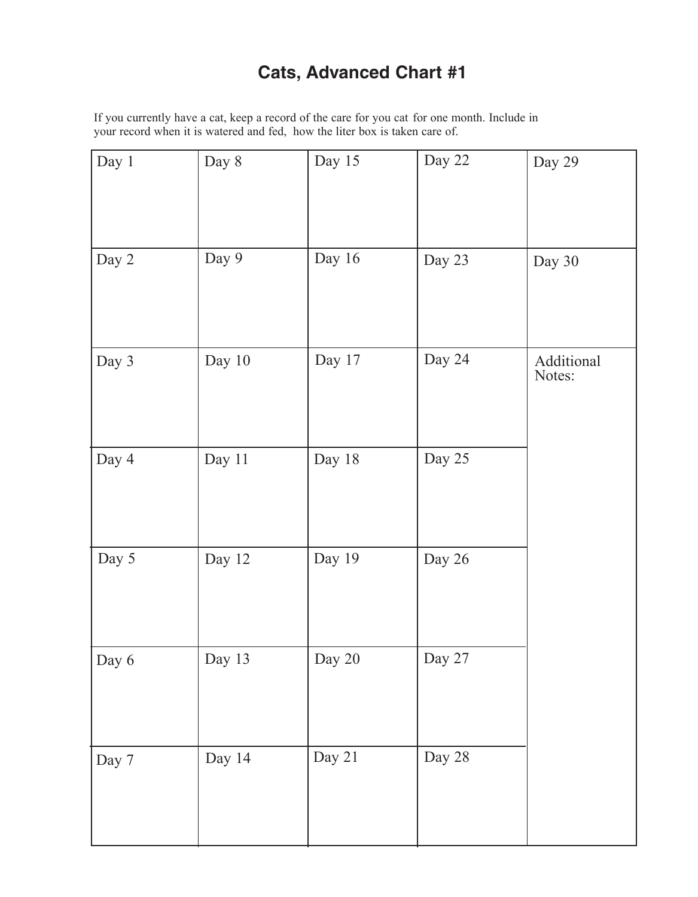# Cats, Advanced Chart #1

If you currently have a cat, keep a record of the care for you cat for one month. Include in your record when it is watered and fed, how the liter box is taken care of.

| | | | | |
|---|---|---|---|---|
| Day 1 | Day 8 | Day 15 | Day 22 | Day 29 |
| Day 2 | Day 9 | Day 16 | Day 23 | Day 30 |
| Day 3 | Day 10 | Day 17 | Day 24 | Additional Notes: |
| Day 4 | Day 11 | Day 18 | Day 25 | |
| Day 5 | Day 12 | Day 19 | Day 26 | |
| Day 6 | Day 13 | Day 20 | Day 27 | |
| Day 7 | Day 14 | Day 21 | Day 28 | |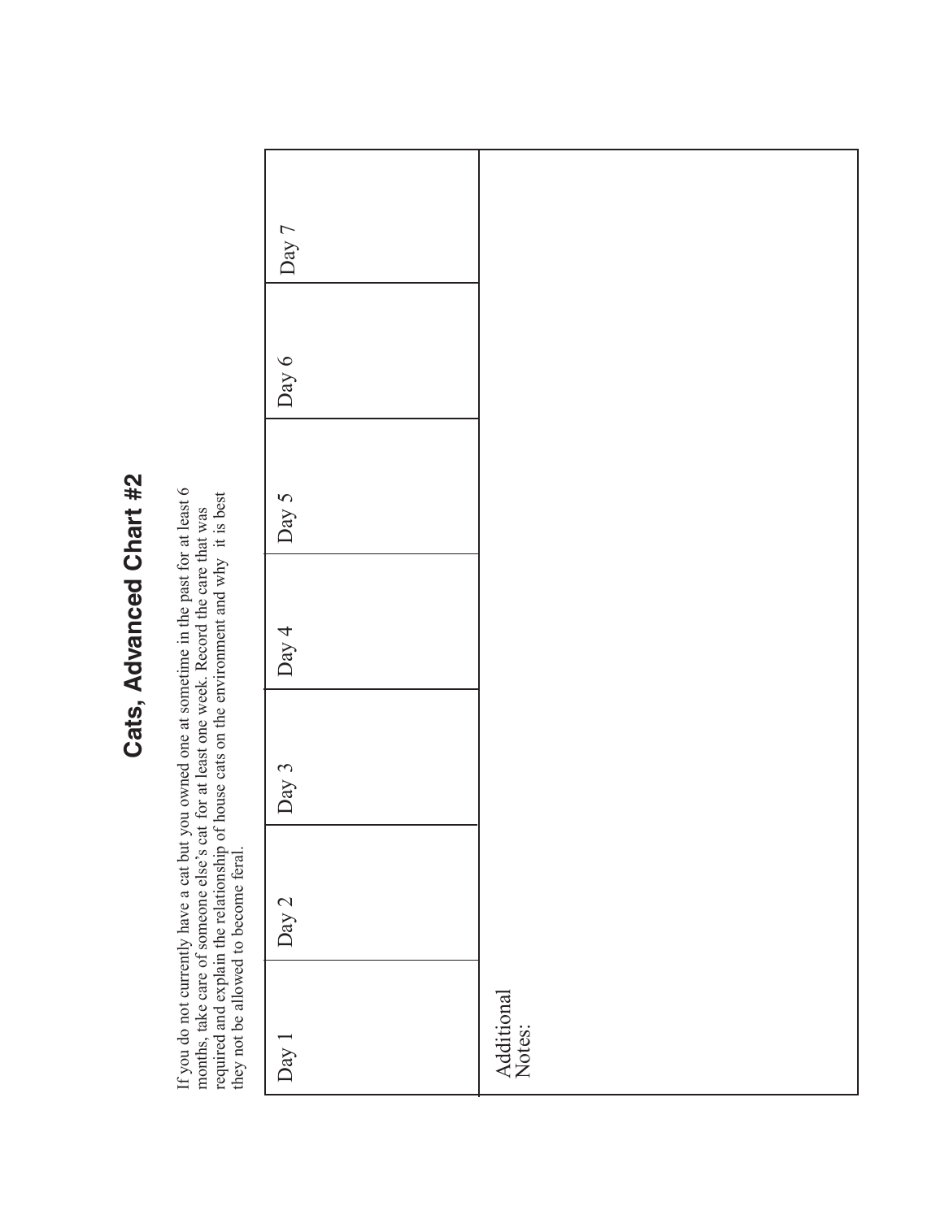# Cats, Advanced Chart #2

If you do not currently have a cat but you owned one at sometime in the past for at least 6 months, take care of someone else's cat for at least one week. Record the care that was required and explain the relationship of house cats on the environment and why it is best they not be allowed to become feral.

| | |
|---|---|
| Day 1 | |
| Day 2 | |
| Day 3 | |
| Day 4 | |
| Day 5 | |
| Day 6 | |
| Day 7 | |
| Additional Notes: | |